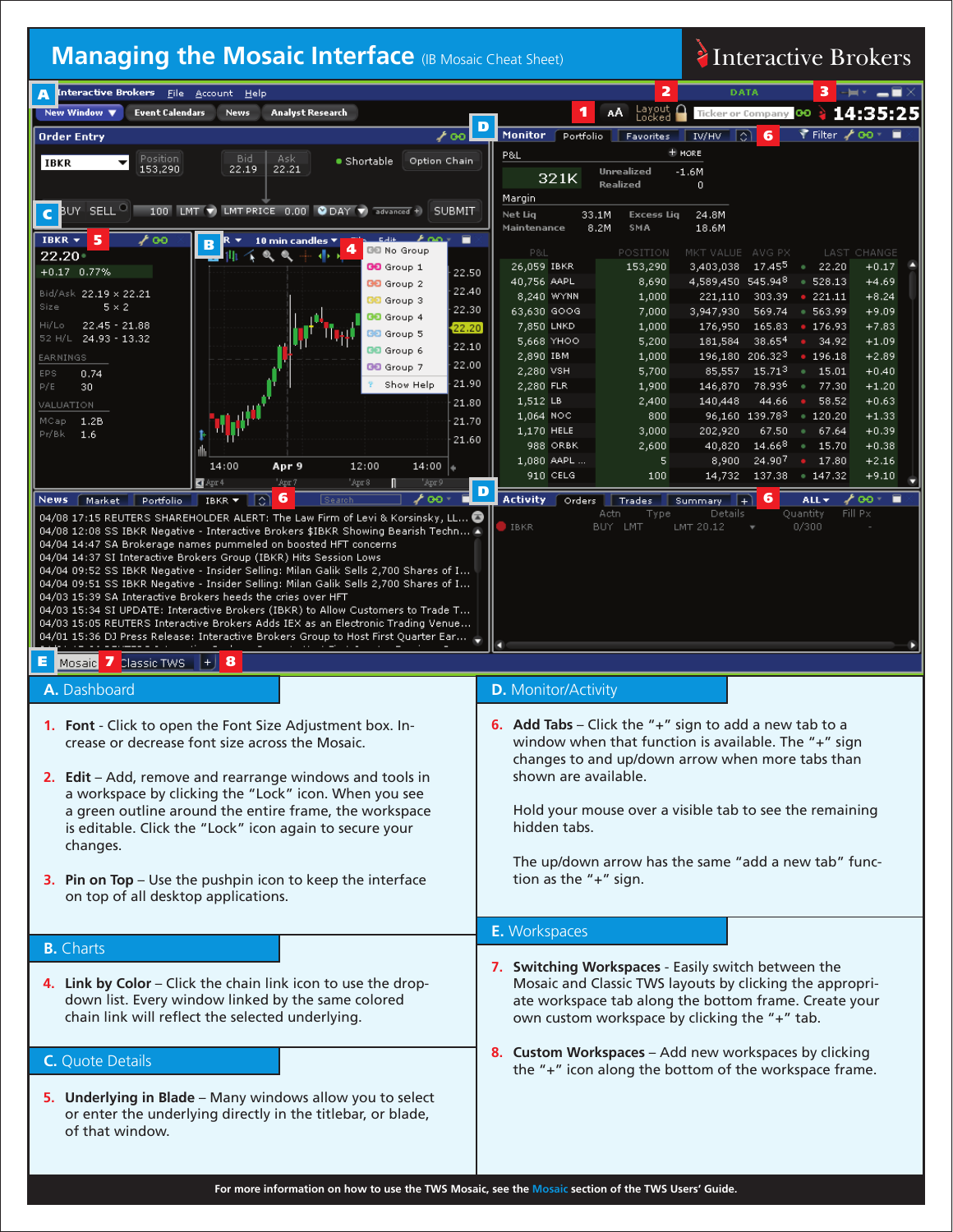# Managing the Mosaic Interface (IB Mosaic Cheat Sheet)

Interactive Brokers

## A. Dashboard

1. **Font** - Click to open the Font Size Adjustment box. Increase or decrease font size across the Mosaic.

2. **Edit** – Add, remove and rearrange windows and tools in a workspace by clicking the "Lock" icon. When you see a green outline around the entire frame, the workspace is editable. Click the "Lock" icon again to secure your changes.

3. **Pin on Top** – Use the pushpin icon to keep the interface on top of all desktop applications.

## B. Charts

4. **Link by Color** – Click the chain link icon to use the drop-down list. Every window linked by the same colored chain link will reflect the selected underlying.

## C. Quote Details

5. **Underlying in Blade** – Many windows allow you to select or enter the underlying directly in the titlebar, or blade, of that window.

## D. Monitor/Activity

6. **Add Tabs** – Click the "+" sign to add a new tab to a window when that function is available. The "+" sign changes to and up/down arrow when more tabs than shown are available.

Hold your mouse over a visible tab to see the remaining hidden tabs.

The up/down arrow has the same "add a new tab" function as the "+" sign.

## E. Workspaces

7. **Switching Workspaces** - Easily switch between the Mosaic and Classic TWS layouts by clicking the appropriate workspace tab along the bottom frame. Create your own custom workspace by clicking the "+" tab.

8. **Custom Workspaces** – Add new workspaces by clicking the "+" icon along the bottom of the workspace frame.

For more information on how to use the TWS Mosaic, see the Mosaic section of the TWS Users' Guide.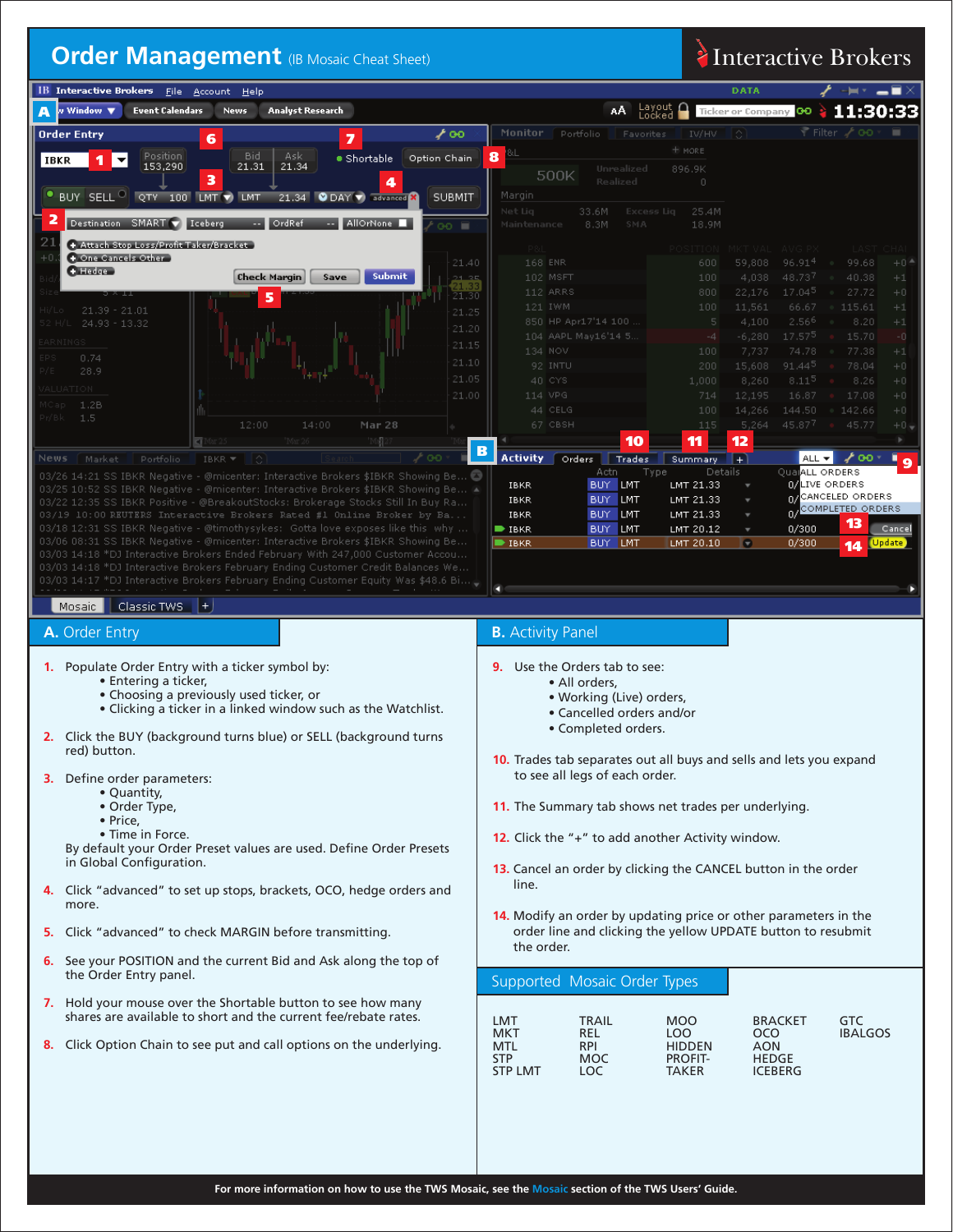# Order Management (IB Mosaic Cheat Sheet)

Interactive Brokers

## A. Order Entry

1. Populate Order Entry with a ticker symbol by:
   - Entering a ticker,
   - Choosing a previously used ticker, or
   - Clicking a ticker in a linked window such as the Watchlist.
2. Click the BUY (background turns blue) or SELL (background turns red) button.
3. Define order parameters:
   - Quantity,
   - Order Type,
   - Price,
   - Time in Force.

   By default your Order Preset values are used. Define Order Presets in Global Configuration.
4. Click "advanced" to set up stops, brackets, OCO, hedge orders and more.
5. Click "advanced" to check MARGIN before transmitting.
6. See your POSITION and the current Bid and Ask along the top of the Order Entry panel.
7. Hold your mouse over the Shortable button to see how many shares are available to short and the current fee/rebate rates.
8. Click Option Chain to see put and call options on the underlying.

## B. Activity Panel

9. Use the Orders tab to see:
   - All orders,
   - Working (Live) orders,
   - Cancelled orders and/or
   - Completed orders.
10. Trades tab separates out all buys and sells and lets you expand to see all legs of each order.
11. The Summary tab shows net trades per underlying.
12. Click the "+" to add another Activity window.
13. Cancel an order by clicking the CANCEL button in the order line.
14. Modify an order by updating price or other parameters in the order line and clicking the yellow UPDATE button to resubmit the order.

## Supported Mosaic Order Types

| | | | | |
|---|---|---|---|---|
| LMT | TRAIL | MOO | BRACKET | GTC |
| MKT | REL | LOO | OCO | IBALGOS |
| MTL | RPI | HIDDEN | AON | |
| STP | MOC | PROFIT-TAKER | HEDGE | |
| STP LMT | LOC | | ICEBERG | |

For more information on how to use the TWS Mosaic, see the Mosaic section of the TWS Users' Guide.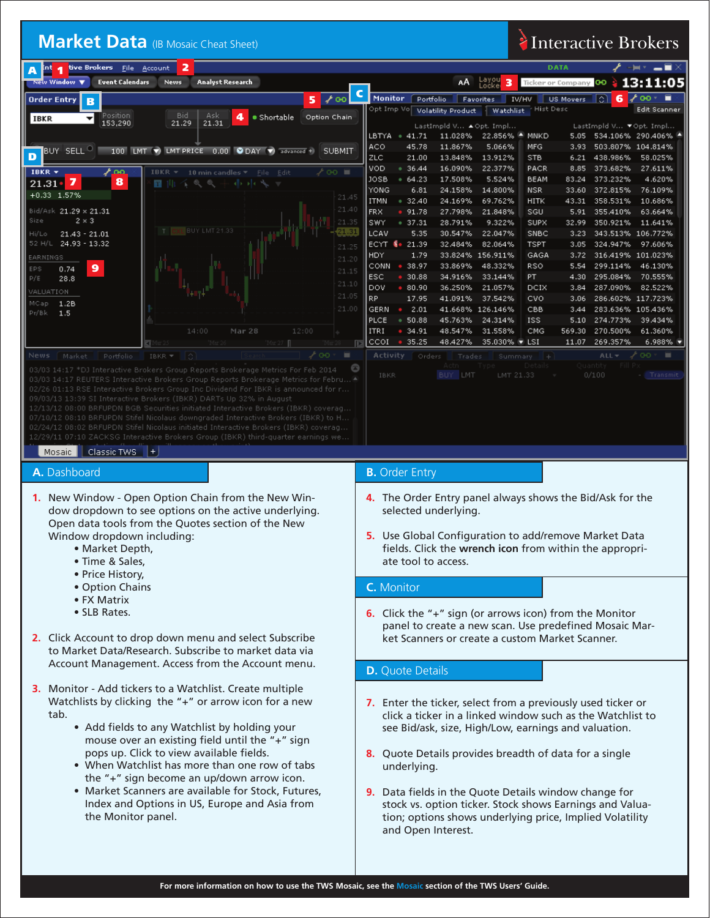# Market Data (IB Mosaic Cheat Sheet)

Interactive Brokers

## A. Dashboard

1. New Window - Open Option Chain from the New Window dropdown to see options on the active underlying. Open data tools from the Quotes section of the New Window dropdown including:
   - Market Depth,
   - Time & Sales,
   - Price History,
   - Option Chains
   - FX Matrix
   - SLB Rates.

2. Click Account to drop down menu and select Subscribe to Market Data/Research. Subscribe to market data via Account Management. Access from the Account menu.

3. Monitor - Add tickers to a Watchlist. Create multiple Watchlists by clicking the "+" or arrow icon for a new tab.
   - Add fields to any Watchlist by holding your mouse over an existing field until the "+" sign pops up. Click to view available fields.
   - When Watchlist has more than one row of tabs the "+" sign become an up/down arrow icon.
   - Market Scanners are available for Stock, Futures, Index and Options in US, Europe and Asia from the Monitor panel.

## B. Order Entry

4. The Order Entry panel always shows the Bid/Ask for the selected underlying.

5. Use Global Configuration to add/remove Market Data fields. Click the **wrench icon** from within the appropriate tool to access.

## C. Monitor

6. Click the "+" sign (or arrows icon) from the Monitor panel to create a new scan. Use predefined Mosaic Market Scanners or create a custom Market Scanner.

## D. Quote Details

7. Enter the ticker, select from a previously used ticker or click a ticker in a linked window such as the Watchlist to see Bid/ask, size, High/Low, earnings and valuation.

8. Quote Details provides breadth of data for a single underlying.

9. Data fields in the Quote Details window change for stock vs. option ticker. Stock shows Earnings and Valuation; options shows underlying price, Implied Volatility and Open Interest.

For more information on how to use the TWS Mosaic, see the Mosaic section of the TWS Users' Guide.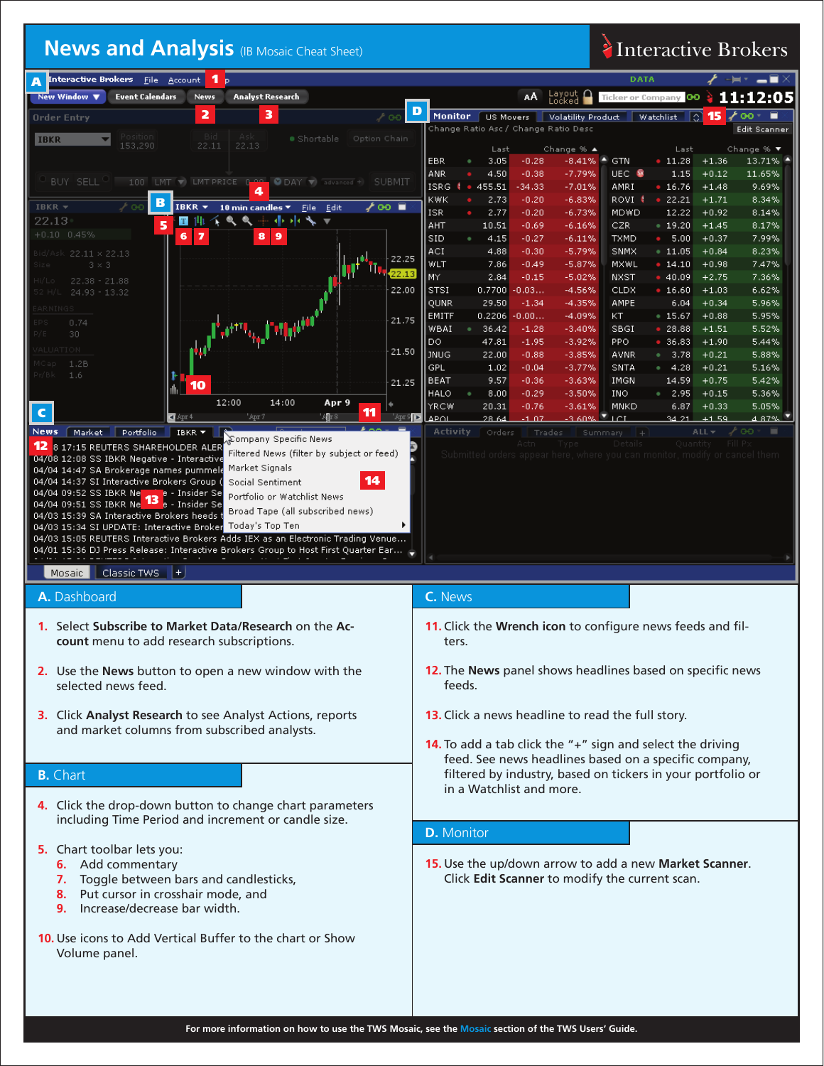# News and Analysis (IB Mosaic Cheat Sheet)

Interactive Brokers

## A. Dashboard

1. Select **Subscribe to Market Data/Research** on the **Account** menu to add research subscriptions.
2. Use the **News** button to open a new window with the selected news feed.
3. Click **Analyst Research** to see Analyst Actions, reports and market columns from subscribed analysts.

## B. Chart

4. Click the drop-down button to change chart parameters including Time Period and increment or candle size.
5. Chart toolbar lets you:
   6. Add commentary
   7. Toggle between bars and candlesticks,
   8. Put cursor in crosshair mode, and
   9. Increase/decrease bar width.
10. Use icons to Add Vertical Buffer to the chart or Show Volume panel.

## C. News

11. Click the **Wrench icon** to configure news feeds and filters.
12. The **News** panel shows headlines based on specific news feeds.
13. Click a news headline to read the full story.
14. To add a tab click the "+" sign and select the driving feed. See news headlines based on a specific company, filtered by industry, based on tickers in your portfolio or in a Watchlist and more.

## D. Monitor

15. Use the up/down arrow to add a new **Market Scanner**. Click **Edit Scanner** to modify the current scan.

For more information on how to use the TWS Mosaic, see the Mosaic section of the TWS Users' Guide.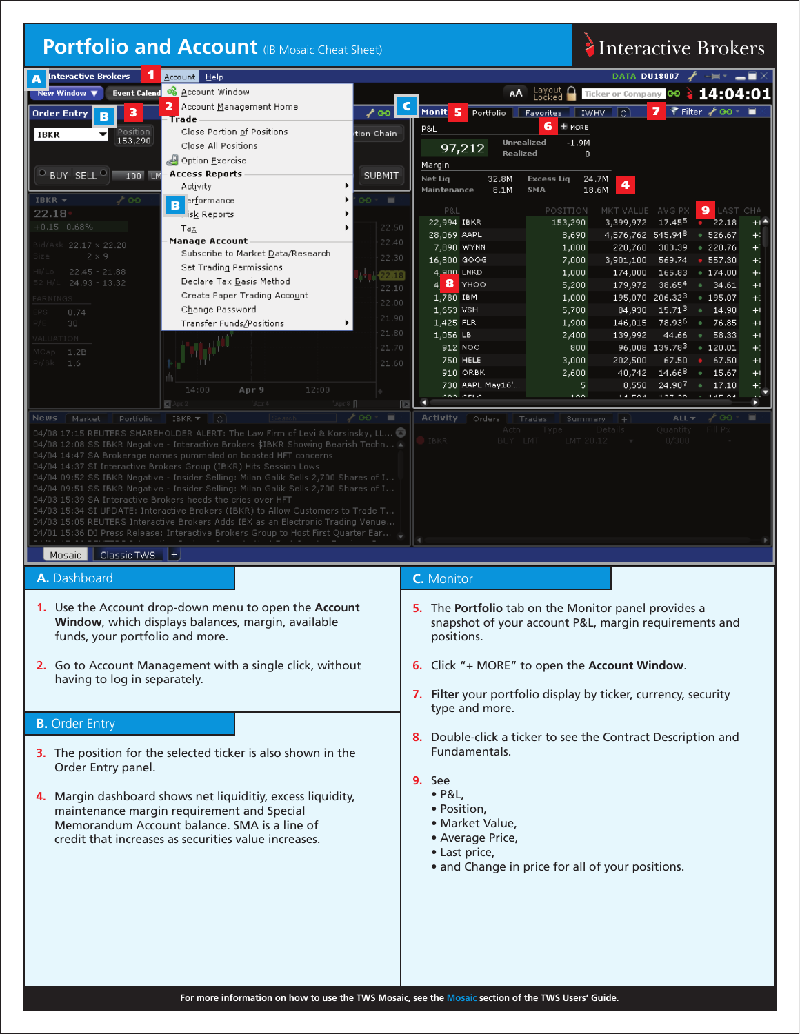# Portfolio and Account (IB Mosaic Cheat Sheet)

Interactive Brokers

## A. Dashboard

1. Use the Account drop-down menu to open the **Account Window**, which displays balances, margin, available funds, your portfolio and more.

2. Go to Account Management with a single click, without having to log in separately.

## B. Order Entry

3. The position for the selected ticker is also shown in the Order Entry panel.

4. Margin dashboard shows net liquiditiy, excess liquidity, maintenance margin requirement and Special Memorandum Account balance. SMA is a line of credit that increases as securities value increases.

## C. Monitor

5. The **Portfolio** tab on the Monitor panel provides a snapshot of your account P&L, margin requirements and positions.

6. Click “+ MORE” to open the **Account Window**.

7. **Filter** your portfolio display by ticker, currency, security type and more.

8. Double-click a ticker to see the Contract Description and Fundamentals.

9. See
   - P&L,
   - Position,
   - Market Value,
   - Average Price,
   - Last price,
   - and Change in price for all of your positions.

**For more information on how to use the TWS Mosaic, see the Mosaic section of the TWS Users’ Guide.**